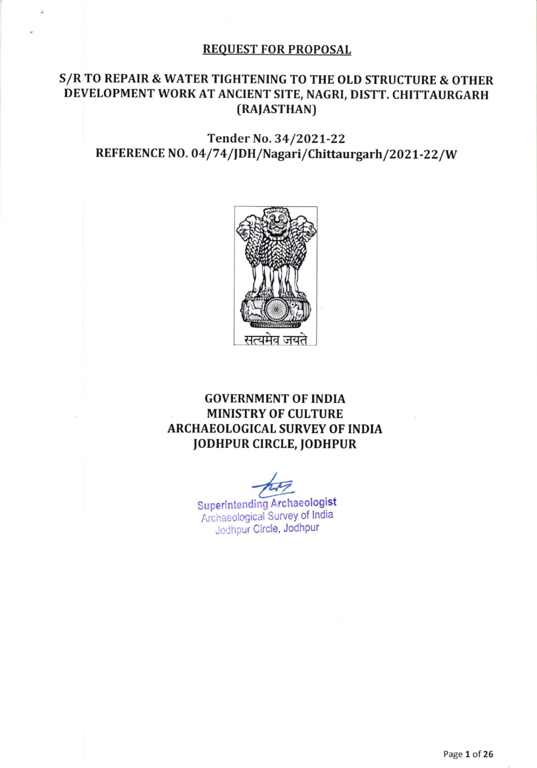# REQUEST FOR PROPOSAL

## S/R TO REPAIR & WATER TIGHTENING TO THE OLD STRUCTURE & OTHER DEVELOPMENT WORK AT ANCIENT SITE, NAGRI, DISTT. CHITTAURGARH (RAJASTHAN)

### Tender No. 34/2021-22
### REFERENCE NO. 04/74/JDH/Nagari/Chittaurgarh/2021-22/W

सत्यमेव जयते

**GOVERNMENT OF INDIA**
**MINISTRY OF CULTURE**
**ARCHAEOLOGICAL SURVEY OF INDIA**
**JODHPUR CIRCLE, JODHPUR**

Superintending Archaeologist
Archaeological Survey of India
Jodhpur Circle, Jodhpur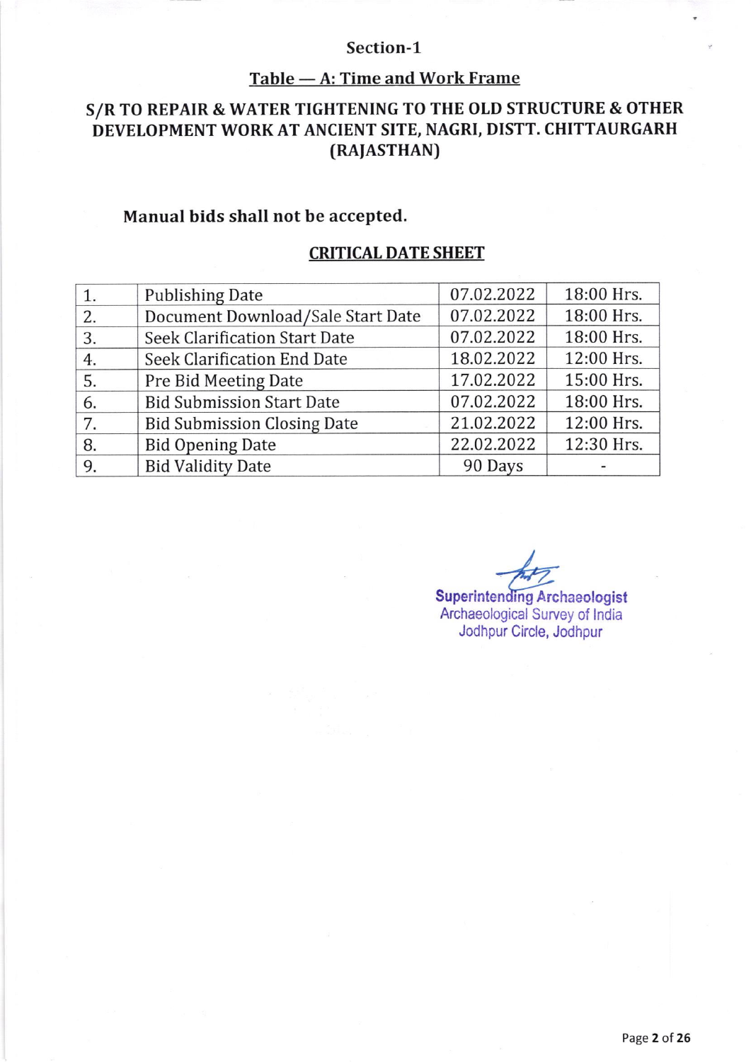## Section-1

### Table — A: Time and Work Frame

### S/R TO REPAIR & WATER TIGHTENING TO THE OLD STRUCTURE & OTHER DEVELOPMENT WORK AT ANCIENT SITE, NAGRI, DISTT. CHITTAURGARH (RAJASTHAN)

**Manual bids shall not be accepted.**

**CRITICAL DATE SHEET**

| | | | |
|---|---|---|---|
| 1. | Publishing Date | 07.02.2022 | 18:00 Hrs. |
| 2. | Document Download/Sale Start Date | 07.02.2022 | 18:00 Hrs. |
| 3. | Seek Clarification Start Date | 07.02.2022 | 18:00 Hrs. |
| 4. | Seek Clarification End Date | 18.02.2022 | 12:00 Hrs. |
| 5. | Pre Bid Meeting Date | 17.02.2022 | 15:00 Hrs. |
| 6. | Bid Submission Start Date | 07.02.2022 | 18:00 Hrs. |
| 7. | Bid Submission Closing Date | 21.02.2022 | 12:00 Hrs. |
| 8. | Bid Opening Date | 22.02.2022 | 12:30 Hrs. |
| 9. | Bid Validity Date | 90 Days | - |

Superintending Archaeologist
Archaeological Survey of India
Jodhpur Circle, Jodhpur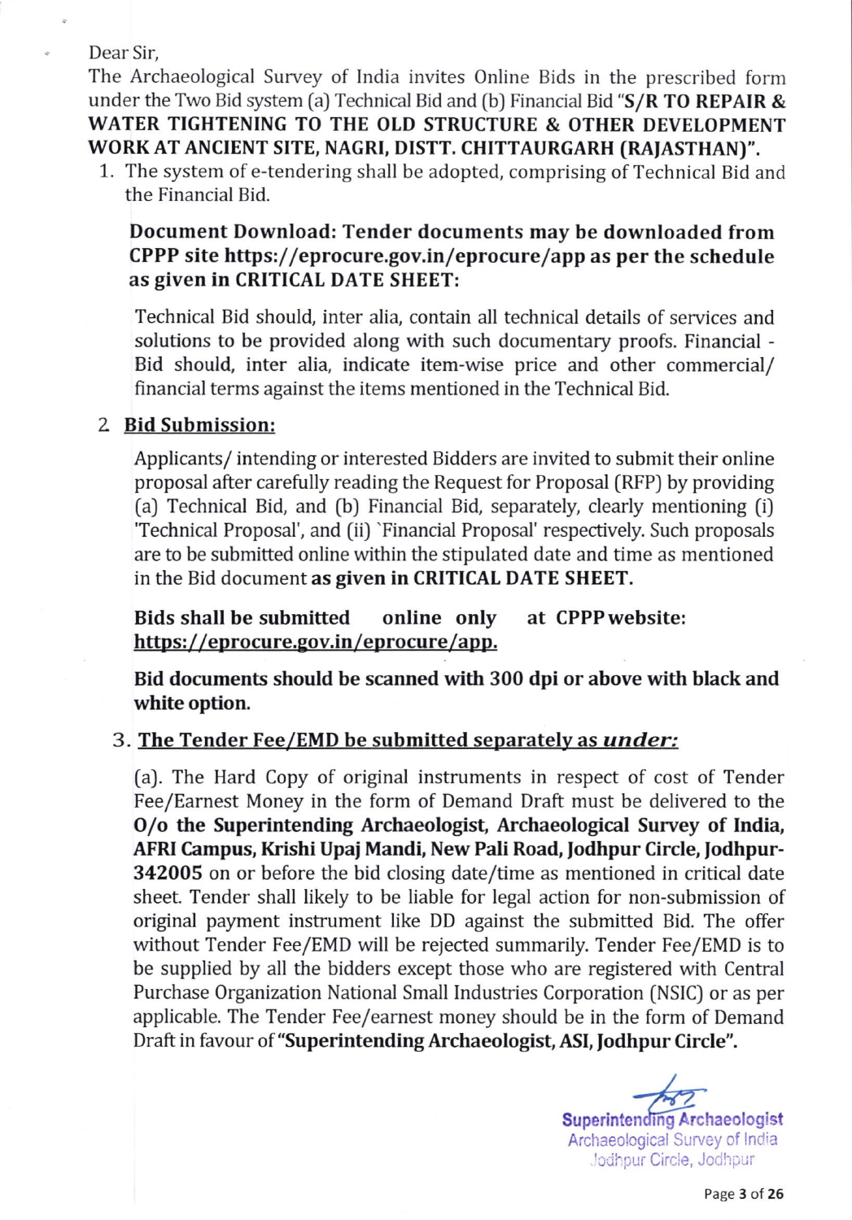Dear Sir,

The Archaeological Survey of India invites Online Bids in the prescribed form under the Two Bid system (a) Technical Bid and (b) Financial Bid **"S/R TO REPAIR & WATER TIGHTENING TO THE OLD STRUCTURE & OTHER DEVELOPMENT WORK AT ANCIENT SITE, NAGRI, DISTT. CHITTAURGARH (RAJASTHAN)".**

1. The system of e-tendering shall be adopted, comprising of Technical Bid and the Financial Bid.

   **Document Download: Tender documents may be downloaded from CPPP site https://eprocure.gov.in/eprocure/app as per the schedule as given in CRITICAL DATE SHEET:**

   Technical Bid should, inter alia, contain all technical details of services and solutions to be provided along with such documentary proofs. Financial - Bid should, inter alia, indicate item-wise price and other commercial/ financial terms against the items mentioned in the Technical Bid.

2. **Bid Submission:**

   Applicants/ intending or interested Bidders are invited to submit their online proposal after carefully reading the Request for Proposal (RFP) by providing (a) Technical Bid, and (b) Financial Bid, separately, clearly mentioning (i) 'Technical Proposal', and (ii) 'Financial Proposal' respectively. Such proposals are to be submitted online within the stipulated date and time as mentioned in the Bid document **as given in CRITICAL DATE SHEET.**

   **Bids shall be submitted online only at CPPP website: https://eprocure.gov.in/eprocure/app.**

   **Bid documents should be scanned with 300 dpi or above with black and white option.**

3. **The Tender Fee/EMD be submitted separately as *under:***

   (a). The Hard Copy of original instruments in respect of cost of Tender Fee/Earnest Money in the form of Demand Draft must be delivered to the **O/o the Superintending Archaeologist, Archaeological Survey of India, AFRI Campus, Krishi Upaj Mandi, New Pali Road, Jodhpur Circle, Jodhpur-342005** on or before the bid closing date/time as mentioned in critical date sheet. Tender shall likely to be liable for legal action for non-submission of original payment instrument like DD against the submitted Bid. The offer without Tender Fee/EMD will be rejected summarily. Tender Fee/EMD is to be supplied by all the bidders except those who are registered with Central Purchase Organization National Small Industries Corporation (NSIC) or as per applicable. The Tender Fee/earnest money should be in the form of Demand Draft in favour of **"Superintending Archaeologist, ASI, Jodhpur Circle".**

Superintending Archaeologist
Archaeological Survey of India
Jodhpur Circle, Jodhpur